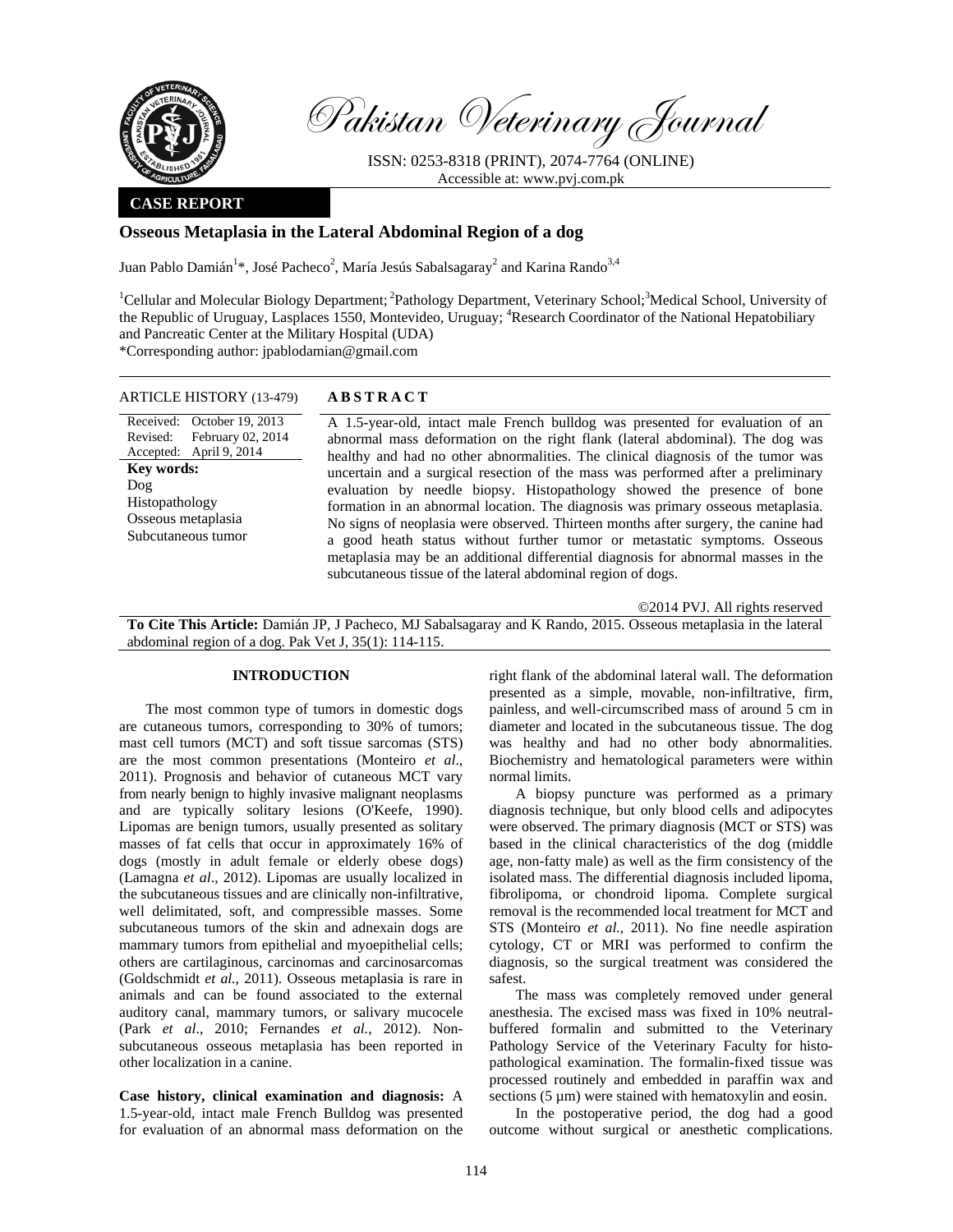Pakistan Veterinary Journal

ISSN: 0253-8318 (PRINT), 2074-7764 (ONLINE)
Accessible at: www.pvj.com.pk

**CASE REPORT**

# Osseous Metaplasia in the Lateral Abdominal Region of a dog

Juan Pablo Damián[1]*, José Pacheco[2], María Jesús Sabalsagaray[2] and Karina Rando[3,4]

[1]Cellular and Molecular Biology Department; [2]Pathology Department, Veterinary School; [3]Medical School, University of the Republic of Uruguay, Lasplaces 1550, Montevideo, Uruguay; [4]Research Coordinator of the National Hepatobiliary and Pancreatic Center at the Military Hospital (UDA)
*Corresponding author: jpablodamian@gmail.com

**ARTICLE HISTORY (13-479)**

Received: October 19, 2013
Revised: February 02, 2014
Accepted: April 9, 2014

**Key words:**
Dog
Histopathology
Osseous metaplasia
Subcutaneous tumor

## ABSTRACT

A 1.5-year-old, intact male French bulldog was presented for evaluation of an abnormal mass deformation on the right flank (lateral abdominal). The dog was healthy and had no other abnormalities. The clinical diagnosis of the tumor was uncertain and a surgical resection of the mass was performed after a preliminary evaluation by needle biopsy. Histopathology showed the presence of bone formation in an abnormal location. The diagnosis was primary osseous metaplasia. No signs of neoplasia were observed. Thirteen months after surgery, the canine had a good heath status without further tumor or metastatic symptoms. Osseous metaplasia may be an additional differential diagnosis for abnormal masses in the subcutaneous tissue of the lateral abdominal region of dogs.

©2014 PVJ. All rights reserved

**To Cite This Article:** Damián JP, J Pacheco, MJ Sabalsagaray and K Rando, 2015. Osseous metaplasia in the lateral abdominal region of a dog. Pak Vet J, 35(1): 114-115.

## INTRODUCTION

The most common type of tumors in domestic dogs are cutaneous tumors, corresponding to 30% of tumors; mast cell tumors (MCT) and soft tissue sarcomas (STS) are the most common presentations (Monteiro *et al*., 2011). Prognosis and behavior of cutaneous MCT vary from nearly benign to highly invasive malignant neoplasms and are typically solitary lesions (O'Keefe, 1990). Lipomas are benign tumors, usually presented as solitary masses of fat cells that occur in approximately 16% of dogs (mostly in adult female or elderly obese dogs) (Lamagna *et al*., 2012). Lipomas are usually localized in the subcutaneous tissues and are clinically non-infiltrative, well delimitated, soft, and compressible masses. Some subcutaneous tumors of the skin and adnexain dogs are mammary tumors from epithelial and myoepithelial cells; others are cartilaginous, carcinomas and carcinosarcomas (Goldschmidt *et al*., 2011). Osseous metaplasia is rare in animals and can be found associated to the external auditory canal, mammary tumors, or salivary mucocele (Park *et al*., 2010; Fernandes *et al*., 2012). Non-subcutaneous osseous metaplasia has been reported in other localization in a canine.

**Case history, clinical examination and diagnosis:** A 1.5-year-old, intact male French Bulldog was presented for evaluation of an abnormal mass deformation on the right flank of the abdominal lateral wall. The deformation presented as a simple, movable, non-infiltrative, firm, painless, and well-circumscribed mass of around 5 cm in diameter and located in the subcutaneous tissue. The dog was healthy and had no other body abnormalities. Biochemistry and hematological parameters were within normal limits.

A biopsy puncture was performed as a primary diagnosis technique, but only blood cells and adipocytes were observed. The primary diagnosis (MCT or STS) was based in the clinical characteristics of the dog (middle age, non-fatty male) as well as the firm consistency of the isolated mass. The differential diagnosis included lipoma, fibrolipoma, or chondroid lipoma. Complete surgical removal is the recommended local treatment for MCT and STS (Monteiro *et al*., 2011). No fine needle aspiration cytology, CT or MRI was performed to confirm the diagnosis, so the surgical treatment was considered the safest.

The mass was completely removed under general anesthesia. The excised mass was fixed in 10% neutral-buffered formalin and submitted to the Veterinary Pathology Service of the Veterinary Faculty for histopathological examination. The formalin-fixed tissue was processed routinely and embedded in paraffin wax and sections (5 µm) were stained with hematoxylin and eosin.

In the postoperative period, the dog had a good outcome without surgical or anesthetic complications.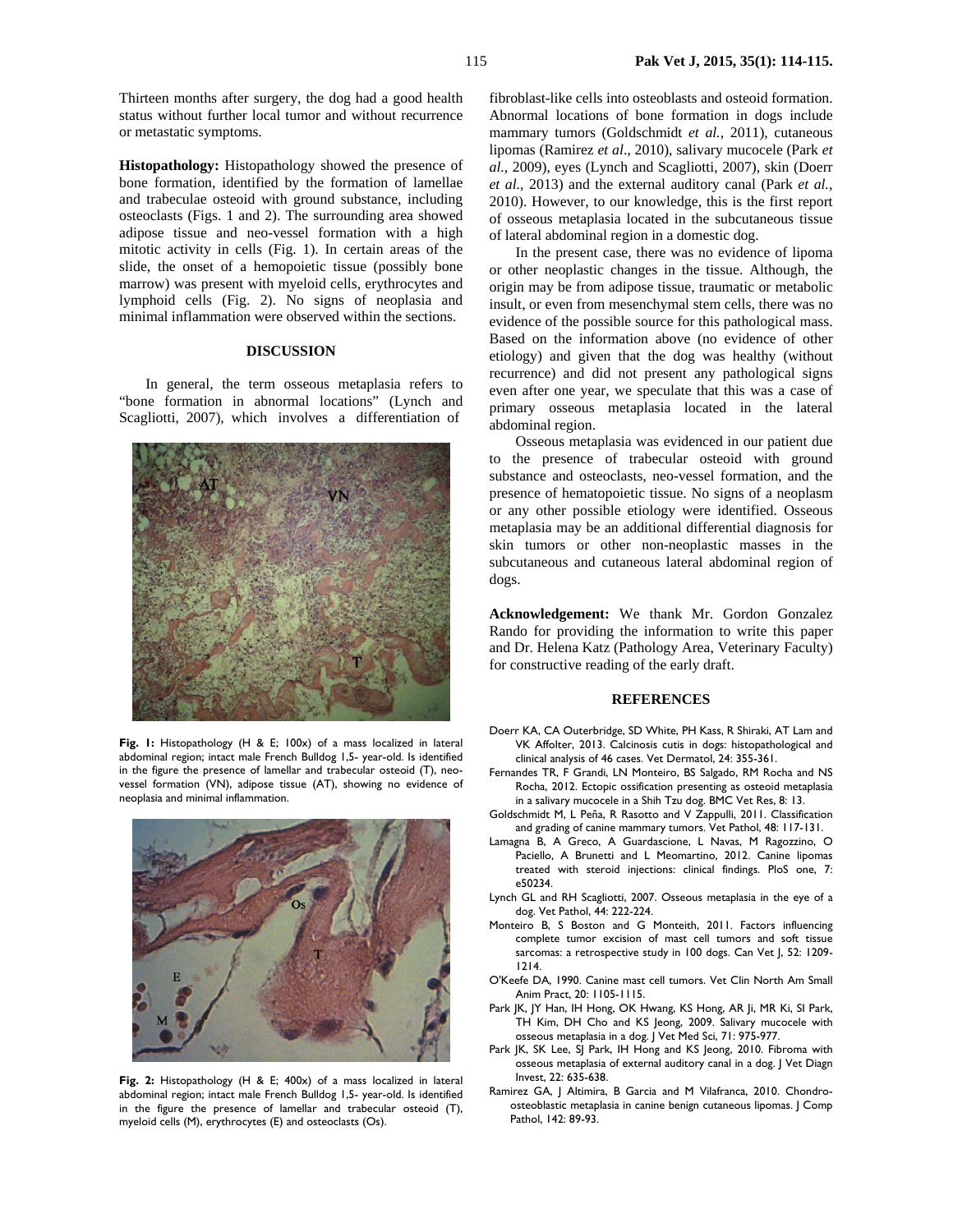Thirteen months after surgery, the dog had a good health status without further local tumor and without recurrence or metastatic symptoms.

**Histopathology:** Histopathology showed the presence of bone formation, identified by the formation of lamellae and trabeculae osteoid with ground substance, including osteoclasts (Figs. 1 and 2). The surrounding area showed adipose tissue and neo-vessel formation with a high mitotic activity in cells (Fig. 1). In certain areas of the slide, the onset of a hemopoietic tissue (possibly bone marrow) was present with myeloid cells, erythrocytes and lymphoid cells (Fig. 2). No signs of neoplasia and minimal inflammation were observed within the sections.

## DISCUSSION

In general, the term osseous metaplasia refers to "bone formation in abnormal locations" (Lynch and Scagliotti, 2007), which involves a differentiation of fibroblast-like cells into osteoblasts and osteoid formation. Abnormal locations of bone formation in dogs include mammary tumors (Goldschmidt *et al.*, 2011), cutaneous lipomas (Ramirez *et al*., 2010), salivary mucocele (Park *et al.*, 2009), eyes (Lynch and Scagliotti, 2007), skin (Doerr *et al.,* 2013) and the external auditory canal (Park *et al.*, 2010). However, to our knowledge, this is the first report of osseous metaplasia located in the subcutaneous tissue of lateral abdominal region in a domestic dog.

**Fig. 1:** Histopathology (H & E; 100x) of a mass localized in lateral abdominal region; intact male French Bulldog 1,5- year-old. Is identified in the figure the presence of lamellar and trabecular osteoid (T), neo-vessel formation (VN), adipose tissue (AT), showing no evidence of neoplasia and minimal inflammation.

**Fig. 2:** Histopathology (H & E; 400x) of a mass localized in lateral abdominal region; intact male French Bulldog 1,5- year-old. Is identified in the figure the presence of lamellar and trabecular osteoid (T), myeloid cells (M), erythrocytes (E) and osteoclasts (Os).

In the present case, there was no evidence of lipoma or other neoplastic changes in the tissue. Although, the origin may be from adipose tissue, traumatic or metabolic insult, or even from mesenchymal stem cells, there was no evidence of the possible source for this pathological mass. Based on the information above (no evidence of other etiology) and given that the dog was healthy (without recurrence) and did not present any pathological signs even after one year, we speculate that this was a case of primary osseous metaplasia located in the lateral abdominal region.

Osseous metaplasia was evidenced in our patient due to the presence of trabecular osteoid with ground substance and osteoclasts, neo-vessel formation, and the presence of hematopoietic tissue. No signs of a neoplasm or any other possible etiology were identified. Osseous metaplasia may be an additional differential diagnosis for skin tumors or other non-neoplastic masses in the subcutaneous and cutaneous lateral abdominal region of dogs.

**Acknowledgement:** We thank Mr. Gordon Gonzalez Rando for providing the information to write this paper and Dr. Helena Katz (Pathology Area, Veterinary Faculty) for constructive reading of the early draft.

## REFERENCES

Doerr KA, CA Outerbridge, SD White, PH Kass, R Shiraki, AT Lam and VK Affolter, 2013. Calcinosis cutis in dogs: histopathological and clinical analysis of 46 cases. Vet Dermatol, 24: 355-361.

Fernandes TR, F Grandi, LN Monteiro, BS Salgado, RM Rocha and NS Rocha, 2012. Ectopic ossification presenting as osteoid metaplasia in a salivary mucocele in a Shih Tzu dog. BMC Vet Res, 8: 13.

Goldschmidt M, L Peña, R Rasotto and V Zappulli, 2011. Classification and grading of canine mammary tumors. Vet Pathol, 48: 117-131.

Lamagna B, A Greco, A Guardascione, L Navas, M Ragozzino, O Paciello, A Brunetti and L Meomartino, 2012. Canine lipomas treated with steroid injections: clinical findings. PloS one, 7: e50234.

Lynch GL and RH Scagliotti, 2007. Osseous metaplasia in the eye of a dog. Vet Pathol, 44: 222-224.

Monteiro B, S Boston and G Monteith, 2011. Factors influencing complete tumor excision of mast cell tumors and soft tissue sarcomas: a retrospective study in 100 dogs. Can Vet J, 52: 1209-1214.

O'Keefe DA, 1990. Canine mast cell tumors. Vet Clin North Am Small Anim Pract, 20: 1105-1115.

Park JK, JY Han, IH Hong, OK Hwang, KS Hong, AR Ji, MR Ki, SI Park, TH Kim, DH Cho and KS Jeong, 2009. Salivary mucocele with osseous metaplasia in a dog. J Vet Med Sci, 71: 975-977.

Park JK, SK Lee, SJ Park, IH Hong and KS Jeong, 2010. Fibroma with osseous metaplasia of external auditory canal in a dog. J Vet Diagn Invest, 22: 635-638.

Ramirez GA, J Altimira, B Garcia and M Vilafranca, 2010. Chondro-osteoblastic metaplasia in canine benign cutaneous lipomas. J Comp Pathol, 142: 89-93.